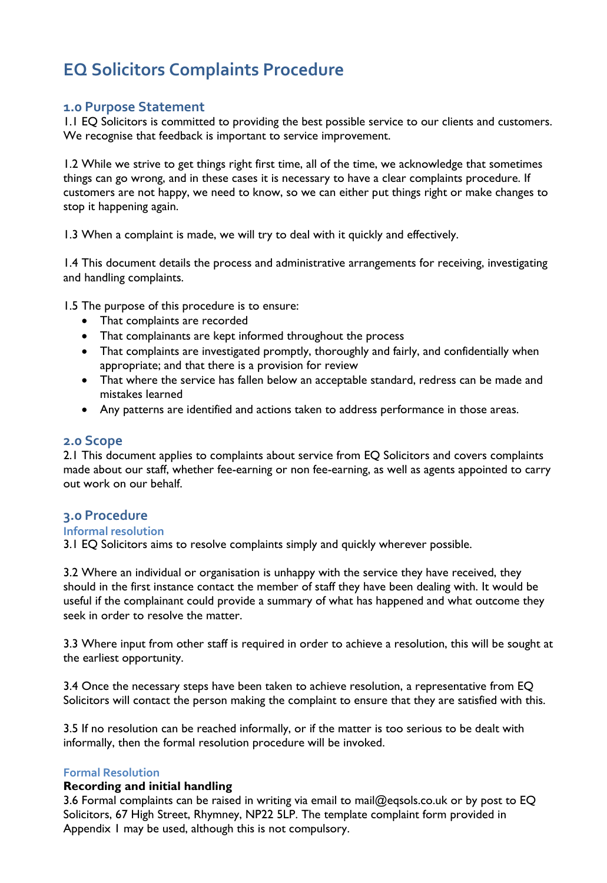# EQ Solicitors Complaints Procedure

## 1.0 Purpose Statement

1.1 EQ Solicitors is committed to providing the best possible service to our clients and customers. We recognise that feedback is important to service improvement.

1.2 While we strive to get things right first time, all of the time, we acknowledge that sometimes things can go wrong, and in these cases it is necessary to have a clear complaints procedure. If customers are not happy, we need to know, so we can either put things right or make changes to stop it happening again.

1.3 When a complaint is made, we will try to deal with it quickly and effectively.

1.4 This document details the process and administrative arrangements for receiving, investigating and handling complaints.

1.5 The purpose of this procedure is to ensure:

- That complaints are recorded
- That complainants are kept informed throughout the process
- That complaints are investigated promptly, thoroughly and fairly, and confidentially when appropriate; and that there is a provision for review
- That where the service has fallen below an acceptable standard, redress can be made and mistakes learned
- Any patterns are identified and actions taken to address performance in those areas.

## 2.0 Scope

2.1 This document applies to complaints about service from EQ Solicitors and covers complaints made about our staff, whether fee-earning or non fee-earning, as well as agents appointed to carry out work on our behalf.

## 3.0 Procedure

### Informal resolution

3.1 EQ Solicitors aims to resolve complaints simply and quickly wherever possible.

3.2 Where an individual or organisation is unhappy with the service they have received, they should in the first instance contact the member of staff they have been dealing with. It would be useful if the complainant could provide a summary of what has happened and what outcome they seek in order to resolve the matter.

3.3 Where input from other staff is required in order to achieve a resolution, this will be sought at the earliest opportunity.

3.4 Once the necessary steps have been taken to achieve resolution, a representative from EQ Solicitors will contact the person making the complaint to ensure that they are satisfied with this.

3.5 If no resolution can be reached informally, or if the matter is too serious to be dealt with informally, then the formal resolution procedure will be invoked.

### Formal Resolution

**Recording and initial handling**

3.6 Formal complaints can be raised in writing via email to mail@eqsols.co.uk or by post to EQ Solicitors, 67 High Street, Rhymney, NP22 5LP. The template complaint form provided in Appendix 1 may be used, although this is not compulsory.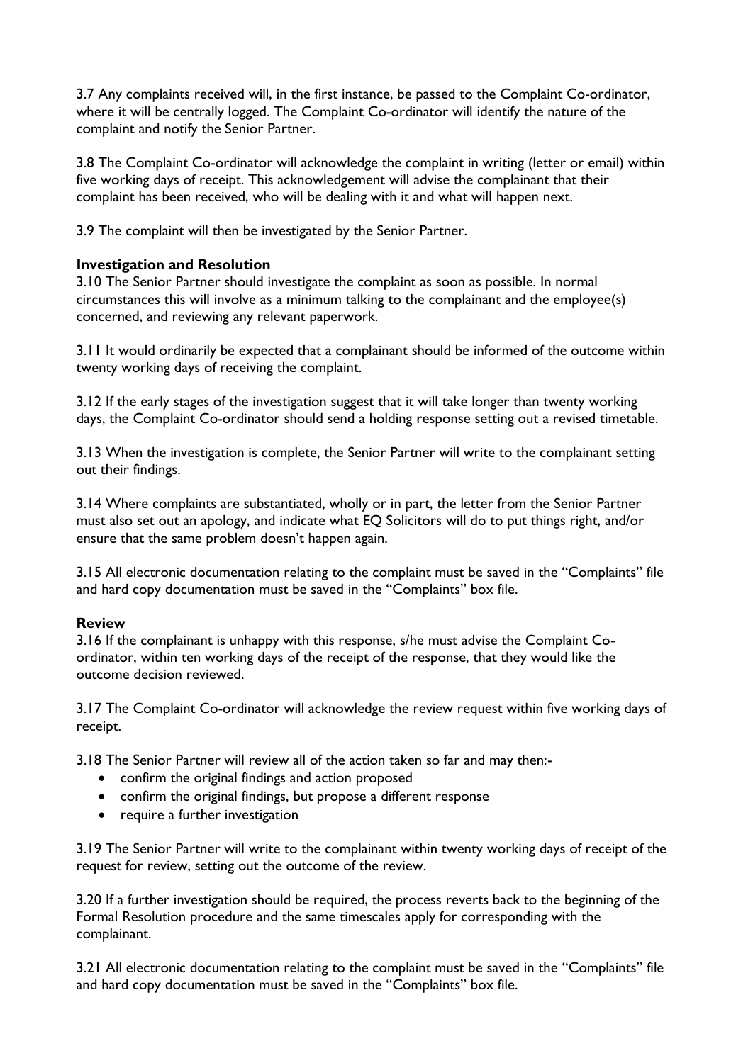3.7 Any complaints received will, in the first instance, be passed to the Complaint Co-ordinator, where it will be centrally logged. The Complaint Co-ordinator will identify the nature of the complaint and notify the Senior Partner.

3.8 The Complaint Co-ordinator will acknowledge the complaint in writing (letter or email) within five working days of receipt. This acknowledgement will advise the complainant that their complaint has been received, who will be dealing with it and what will happen next.

3.9 The complaint will then be investigated by the Senior Partner.

**Investigation and Resolution**

3.10 The Senior Partner should investigate the complaint as soon as possible. In normal circumstances this will involve as a minimum talking to the complainant and the employee(s) concerned, and reviewing any relevant paperwork.

3.11 It would ordinarily be expected that a complainant should be informed of the outcome within twenty working days of receiving the complaint.

3.12 If the early stages of the investigation suggest that it will take longer than twenty working days, the Complaint Co-ordinator should send a holding response setting out a revised timetable.

3.13 When the investigation is complete, the Senior Partner will write to the complainant setting out their findings.

3.14 Where complaints are substantiated, wholly or in part, the letter from the Senior Partner must also set out an apology, and indicate what EQ Solicitors will do to put things right, and/or ensure that the same problem doesn't happen again.

3.15 All electronic documentation relating to the complaint must be saved in the "Complaints" file and hard copy documentation must be saved in the "Complaints" box file.

**Review**

3.16 If the complainant is unhappy with this response, s/he must advise the Complaint Co-ordinator, within ten working days of the receipt of the response, that they would like the outcome decision reviewed.

3.17 The Complaint Co-ordinator will acknowledge the review request within five working days of receipt.

3.18 The Senior Partner will review all of the action taken so far and may then:-

- confirm the original findings and action proposed
- confirm the original findings, but propose a different response
- require a further investigation

3.19 The Senior Partner will write to the complainant within twenty working days of receipt of the request for review, setting out the outcome of the review.

3.20 If a further investigation should be required, the process reverts back to the beginning of the Formal Resolution procedure and the same timescales apply for corresponding with the complainant.

3.21 All electronic documentation relating to the complaint must be saved in the "Complaints" file and hard copy documentation must be saved in the "Complaints" box file.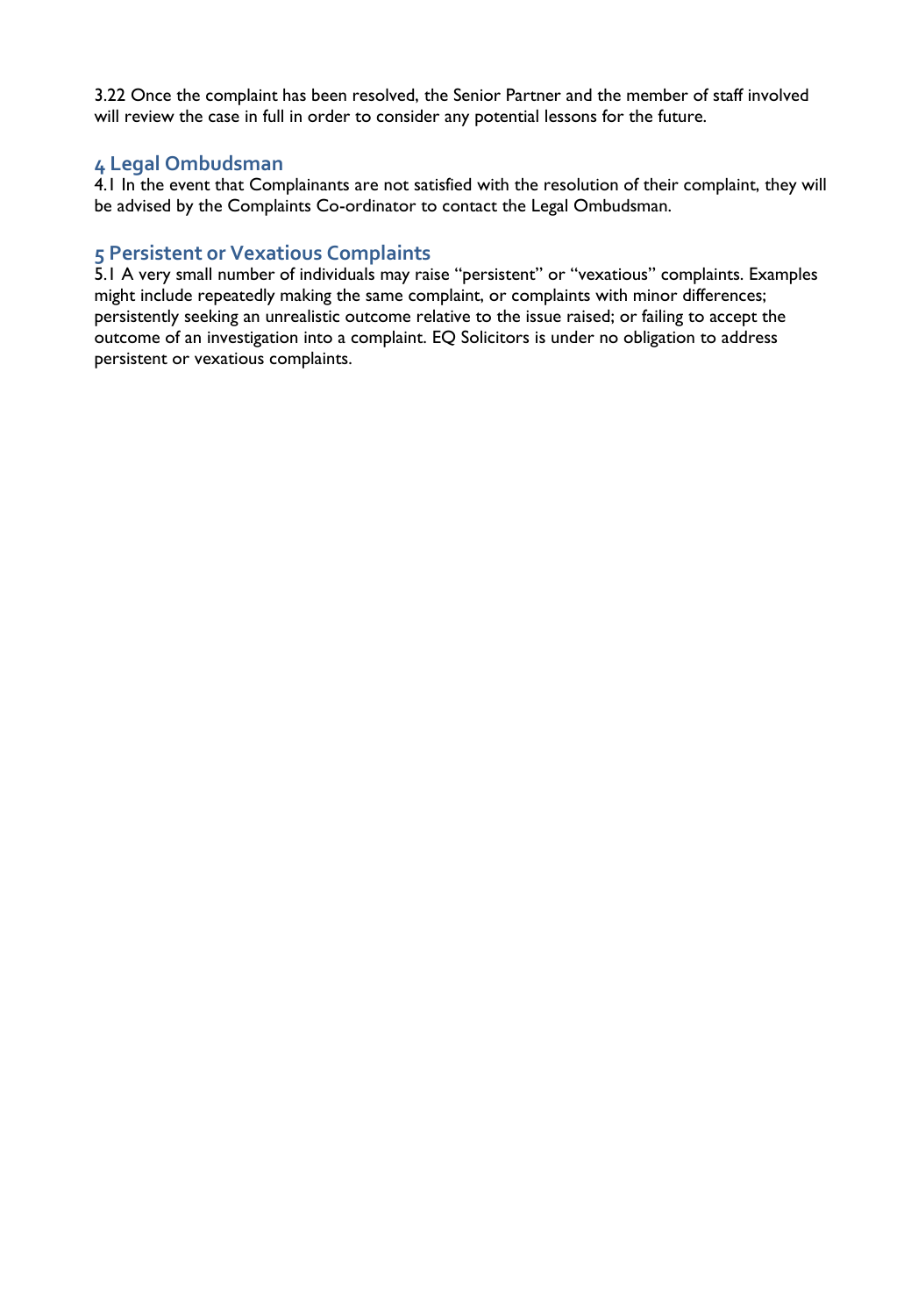3.22 Once the complaint has been resolved, the Senior Partner and the member of staff involved will review the case in full in order to consider any potential lessons for the future.

## 4 Legal Ombudsman

4.1 In the event that Complainants are not satisfied with the resolution of their complaint, they will be advised by the Complaints Co-ordinator to contact the Legal Ombudsman.

## 5 Persistent or Vexatious Complaints

5.1 A very small number of individuals may raise "persistent" or "vexatious" complaints. Examples might include repeatedly making the same complaint, or complaints with minor differences; persistently seeking an unrealistic outcome relative to the issue raised; or failing to accept the outcome of an investigation into a complaint. EQ Solicitors is under no obligation to address persistent or vexatious complaints.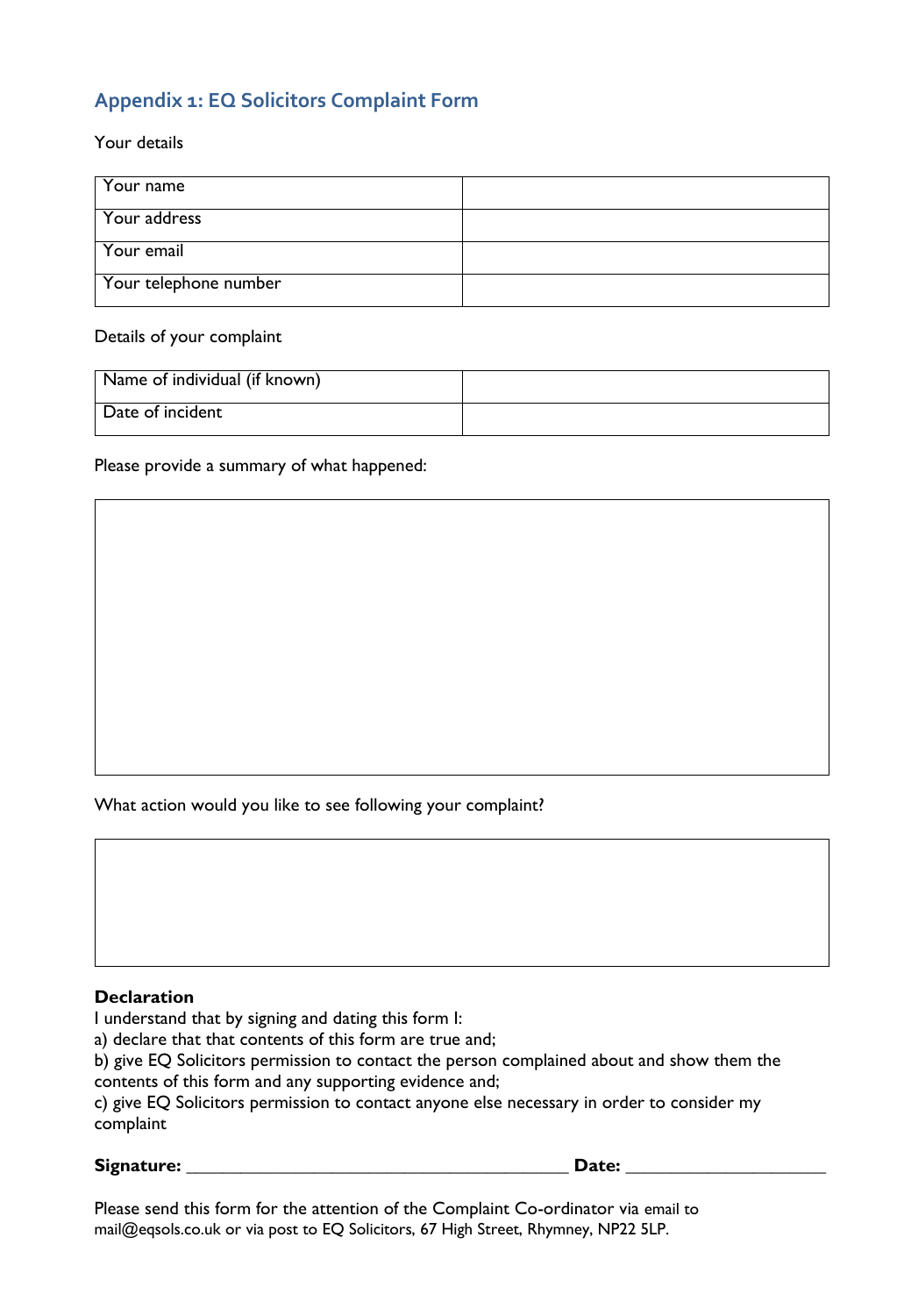## Appendix 1: EQ Solicitors Complaint Form

Your details

| | |
|---|---|
| Your name | |
| Your address | |
| Your email | |
| Your telephone number | |

Details of your complaint

| | |
|---|---|
| Name of individual (if known) | |
| Date of incident | |

Please provide a summary of what happened:

What action would you like to see following your complaint?

**Declaration**

I understand that by signing and dating this form I:

a) declare that that contents of this form are true and;

b) give EQ Solicitors permission to contact the person complained about and show them the contents of this form and any supporting evidence and;

c) give EQ Solicitors permission to contact anyone else necessary in order to consider my complaint

**Signature:** ________________________________________ **Date:** ____________________

Please send this form for the attention of the Complaint Co-ordinator via email to mail@eqsols.co.uk or via post to EQ Solicitors, 67 High Street, Rhymney, NP22 5LP.